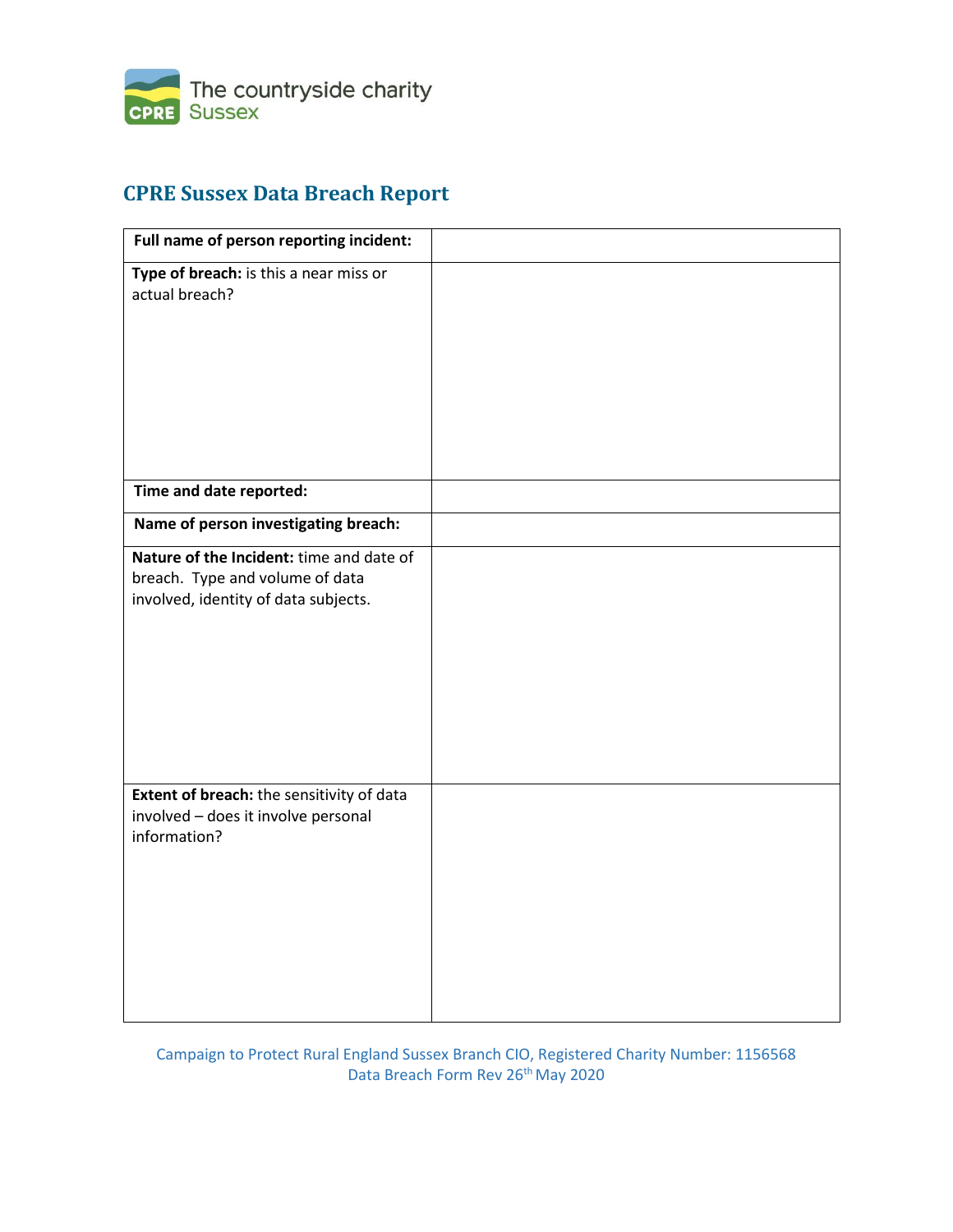The countryside charity
Sussex

# CPRE Sussex Data Breach Report

| **Full name of person reporting incident:** | |
|---|---|
| **Type of breach:** is this a near miss or actual breach? | |
| **Time and date reported:** | |
| **Name of person investigating breach:** | |
| **Nature of the Incident:** time and date of breach. Type and volume of data involved, identity of data subjects. | |
| **Extent of breach:** the sensitivity of data involved – does it involve personal information? | |

Campaign to Protect Rural England Sussex Branch CIO, Registered Charity Number: 1156568
Data Breach Form Rev 26th May 2020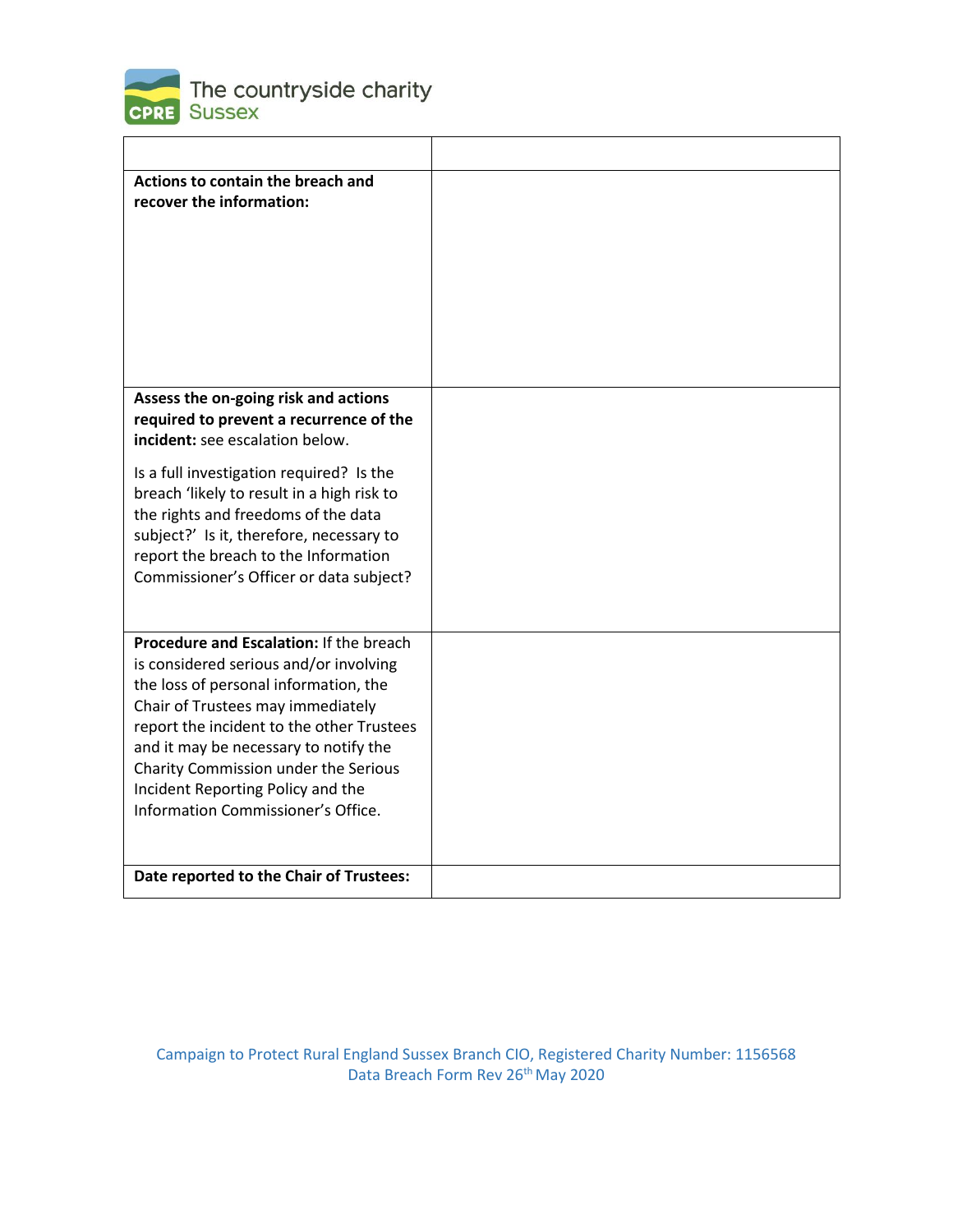The countryside charity
Sussex

| | |
|---|---|
| **Actions to contain the breach and recover the information:** | |
| **Assess the on-going risk and actions required to prevent a recurrence of the incident:** see escalation below.<br><br>Is a full investigation required? Is the breach 'likely to result in a high risk to the rights and freedoms of the data subject?' Is it, therefore, necessary to report the breach to the Information Commissioner's Officer or data subject? | |
| **Procedure and Escalation:** If the breach is considered serious and/or involving the loss of personal information, the Chair of Trustees may immediately report the incident to the other Trustees and it may be necessary to notify the Charity Commission under the Serious Incident Reporting Policy and the Information Commissioner's Office. | |
| **Date reported to the Chair of Trustees:** | |

Campaign to Protect Rural England Sussex Branch CIO, Registered Charity Number: 1156568
Data Breach Form Rev 26th May 2020